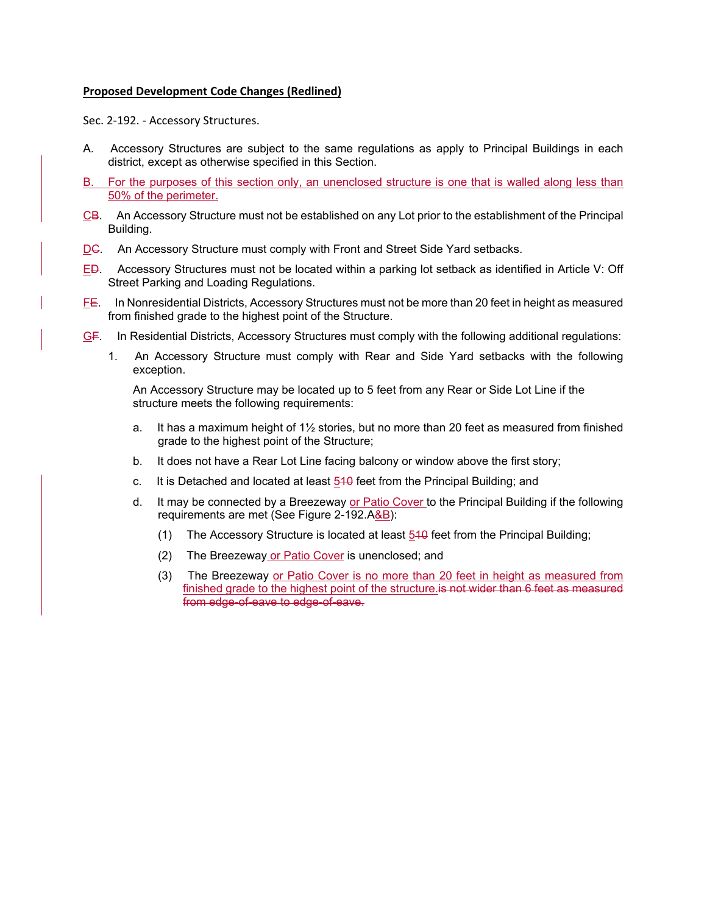**Proposed Development Code Changes (Redlined)**

Sec. 2-192. - Accessory Structures.

A. Accessory Structures are subject to the same regulations as apply to Principal Buildings in each district, except as otherwise specified in this Section.

<ins>B. For the purposes of this section only, an unenclosed structure is one that is walled along less than 50% of the perimeter.</ins>

<ins>C</ins><del>B</del>. An Accessory Structure must not be established on any Lot prior to the establishment of the Principal Building.

<ins>D</ins><del>C</del>. An Accessory Structure must comply with Front and Street Side Yard setbacks.

<ins>E</ins><del>D</del>. Accessory Structures must not be located within a parking lot setback as identified in Article V: Off Street Parking and Loading Regulations.

<ins>F</ins><del>E</del>. In Nonresidential Districts, Accessory Structures must not be more than 20 feet in height as measured from finished grade to the highest point of the Structure.

<ins>G</ins><del>F</del>. In Residential Districts, Accessory Structures must comply with the following additional regulations:

1. An Accessory Structure must comply with Rear and Side Yard setbacks with the following exception.

   An Accessory Structure may be located up to 5 feet from any Rear or Side Lot Line if the structure meets the following requirements:

   a. It has a maximum height of 1½ stories, but no more than 20 feet as measured from finished grade to the highest point of the Structure;

   b. It does not have a Rear Lot Line facing balcony or window above the first story;

   c. It is Detached and located at least <ins>5</ins><del>10</del> feet from the Principal Building; and

   d. It may be connected by a Breezeway <ins>or Patio Cover</ins> to the Principal Building if the following requirements are met (See Figure 2-192.A<ins>&B</ins>):

      (1) The Accessory Structure is located at least <ins>5</ins><del>10</del> feet from the Principal Building;

      (2) The Breezeway <ins>or Patio Cover</ins> is unenclosed; and

      (3) The Breezeway <ins>or Patio Cover is no more than 20 feet in height as measured from finished grade to the highest point of the structure.</ins><del>is not wider than 6 feet as measured from edge-of-eave to edge-of-eave.</del>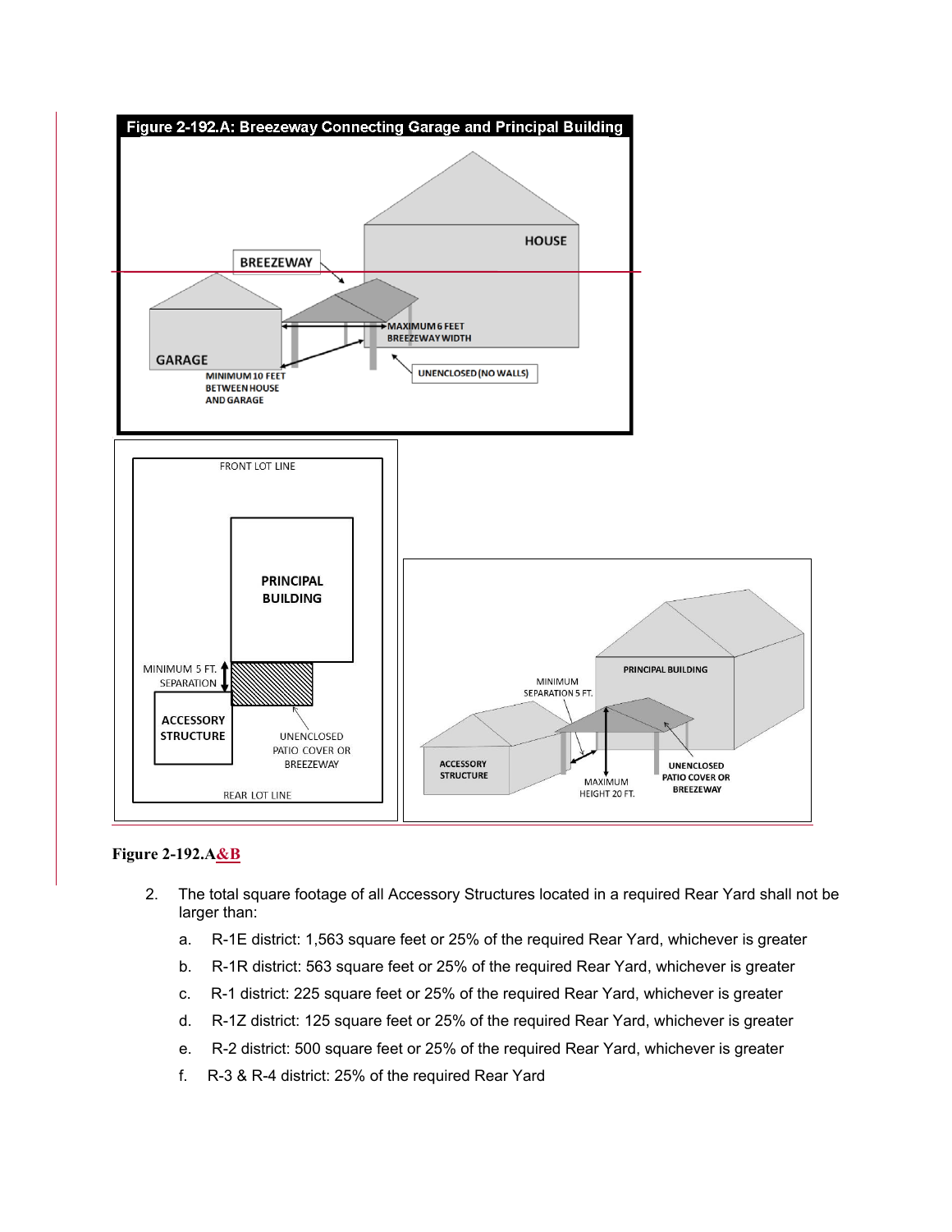**Figure 2-192.A&B**

2. The total square footage of all Accessory Structures located in a required Rear Yard shall not be larger than:

    a. R-1E district: 1,563 square feet or 25% of the required Rear Yard, whichever is greater

    b. R-1R district: 563 square feet or 25% of the required Rear Yard, whichever is greater

    c. R-1 district: 225 square feet or 25% of the required Rear Yard, whichever is greater

    d. R-1Z district: 125 square feet or 25% of the required Rear Yard, whichever is greater

    e. R-2 district: 500 square feet or 25% of the required Rear Yard, whichever is greater

    f. R-3 & R-4 district: 25% of the required Rear Yard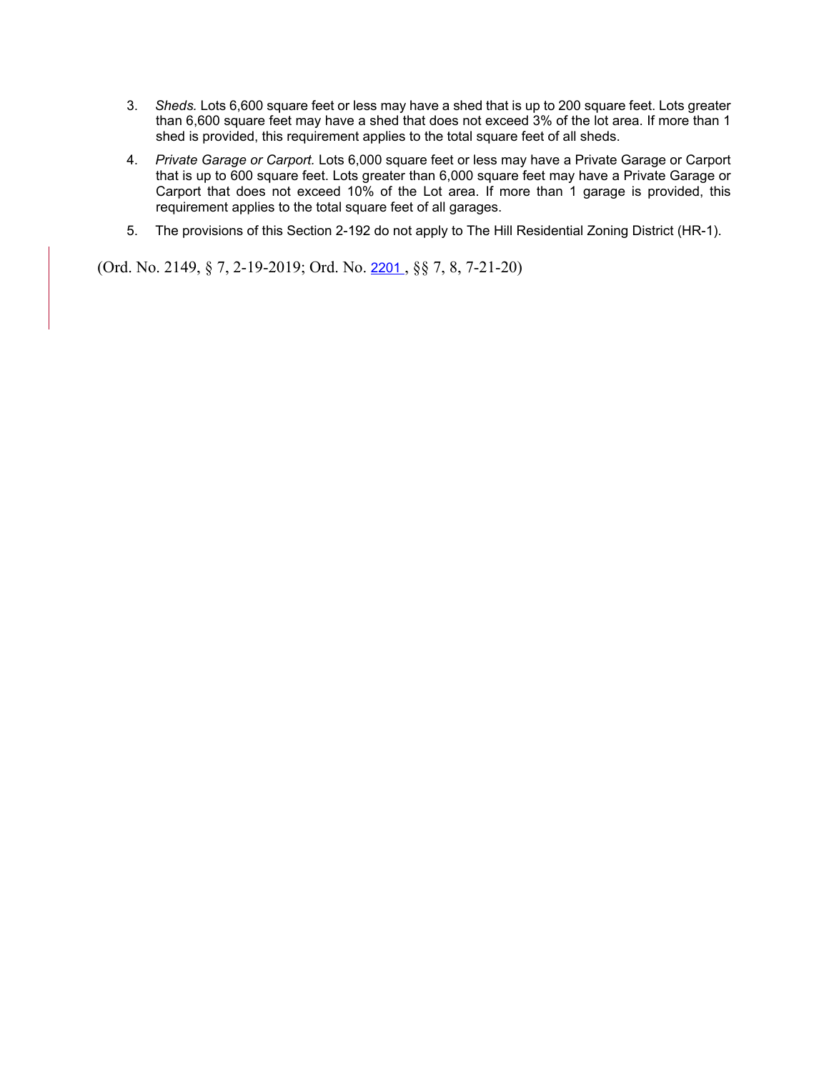3. *Sheds.* Lots 6,600 square feet or less may have a shed that is up to 200 square feet. Lots greater than 6,600 square feet may have a shed that does not exceed 3% of the lot area. If more than 1 shed is provided, this requirement applies to the total square feet of all sheds.

4. *Private Garage or Carport.* Lots 6,000 square feet or less may have a Private Garage or Carport that is up to 600 square feet. Lots greater than 6,000 square feet may have a Private Garage or Carport that does not exceed 10% of the Lot area. If more than 1 garage is provided, this requirement applies to the total square feet of all garages.

5. The provisions of this Section 2-192 do not apply to The Hill Residential Zoning District (HR-1).

(Ord. No. 2149, § 7, 2-19-2019; Ord. No. 2201 , §§ 7, 8, 7-21-20)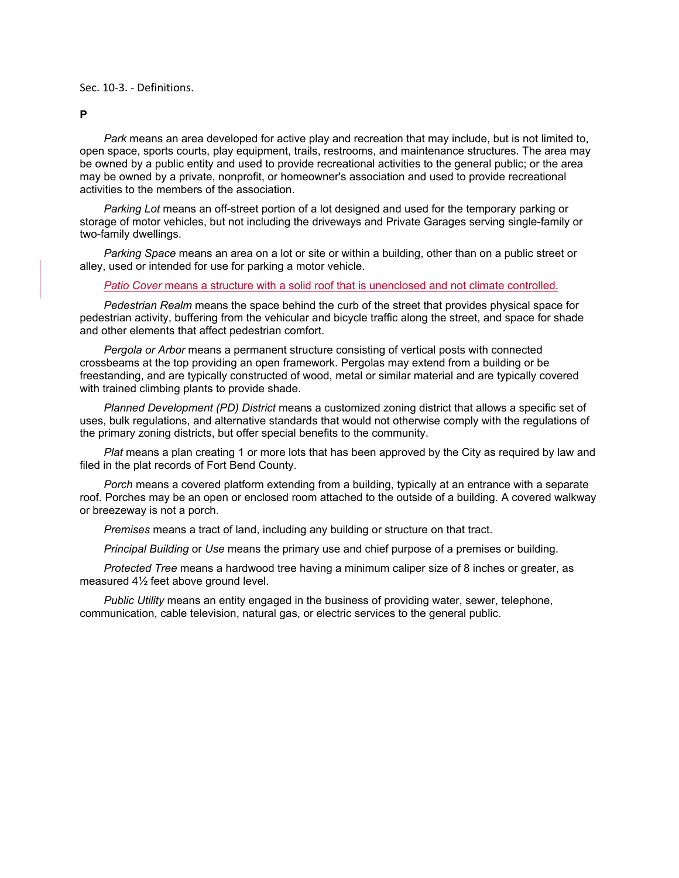Sec. 10-3. - Definitions.

**P**

*Park* means an area developed for active play and recreation that may include, but is not limited to, open space, sports courts, play equipment, trails, restrooms, and maintenance structures. The area may be owned by a public entity and used to provide recreational activities to the general public; or the area may be owned by a private, nonprofit, or homeowner's association and used to provide recreational activities to the members of the association.

*Parking Lot* means an off-street portion of a lot designed and used for the temporary parking or storage of motor vehicles, but not including the driveways and Private Garages serving single-family or two-family dwellings.

*Parking Space* means an area on a lot or site or within a building, other than on a public street or alley, used or intended for use for parking a motor vehicle.

*Patio Cover* means a structure with a solid roof that is unenclosed and not climate controlled.

*Pedestrian Realm* means the space behind the curb of the street that provides physical space for pedestrian activity, buffering from the vehicular and bicycle traffic along the street, and space for shade and other elements that affect pedestrian comfort.

*Pergola or Arbor* means a permanent structure consisting of vertical posts with connected crossbeams at the top providing an open framework. Pergolas may extend from a building or be freestanding, and are typically constructed of wood, metal or similar material and are typically covered with trained climbing plants to provide shade.

*Planned Development (PD) District* means a customized zoning district that allows a specific set of uses, bulk regulations, and alternative standards that would not otherwise comply with the regulations of the primary zoning districts, but offer special benefits to the community.

*Plat* means a plan creating 1 or more lots that has been approved by the City as required by law and filed in the plat records of Fort Bend County.

*Porch* means a covered platform extending from a building, typically at an entrance with a separate roof. Porches may be an open or enclosed room attached to the outside of a building. A covered walkway or breezeway is not a porch.

*Premises* means a tract of land, including any building or structure on that tract.

*Principal Building* or *Use* means the primary use and chief purpose of a premises or building.

*Protected Tree* means a hardwood tree having a minimum caliper size of 8 inches or greater, as measured 4½ feet above ground level.

*Public Utility* means an entity engaged in the business of providing water, sewer, telephone, communication, cable television, natural gas, or electric services to the general public.